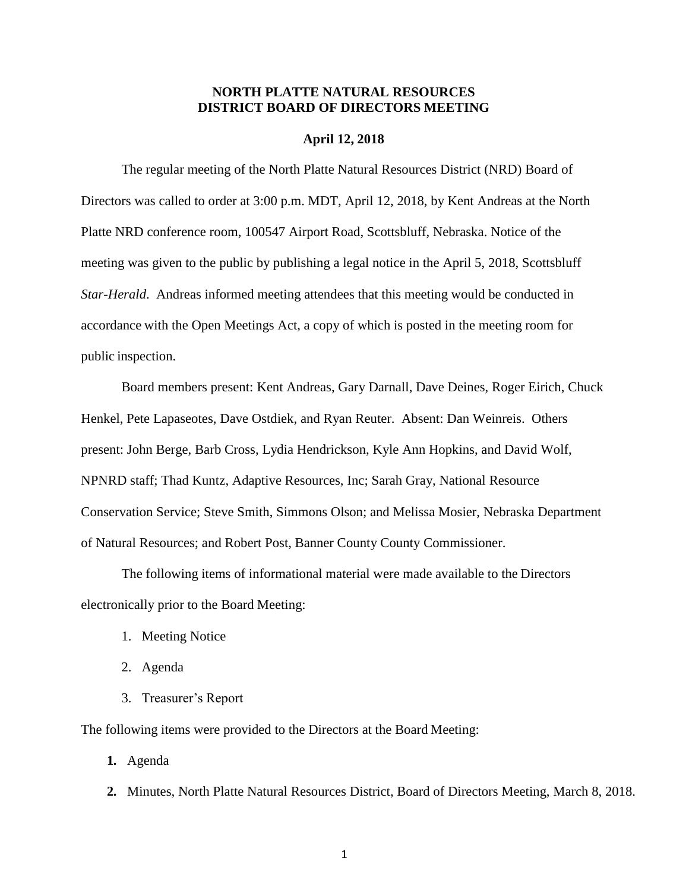# NORTH PLATTE NATURAL RESOURCES DISTRICT BOARD OF DIRECTORS MEETING

**April 12, 2018**

The regular meeting of the North Platte Natural Resources District (NRD) Board of Directors was called to order at 3:00 p.m. MDT, April 12, 2018, by Kent Andreas at the North Platte NRD conference room, 100547 Airport Road, Scottsbluff, Nebraska. Notice of the meeting was given to the public by publishing a legal notice in the April 5, 2018, Scottsbluff *Star-Herald*. Andreas informed meeting attendees that this meeting would be conducted in accordance with the Open Meetings Act, a copy of which is posted in the meeting room for public inspection.

Board members present: Kent Andreas, Gary Darnall, Dave Deines, Roger Eirich, Chuck Henkel, Pete Lapaseotes, Dave Ostdiek, and Ryan Reuter. Absent: Dan Weinreis. Others present: John Berge, Barb Cross, Lydia Hendrickson, Kyle Ann Hopkins, and David Wolf, NPNRD staff; Thad Kuntz, Adaptive Resources, Inc; Sarah Gray, National Resource Conservation Service; Steve Smith, Simmons Olson; and Melissa Mosier, Nebraska Department of Natural Resources; and Robert Post, Banner County County Commissioner.

The following items of informational material were made available to the Directors electronically prior to the Board Meeting:

1. Meeting Notice
2. Agenda
3. Treasurer's Report

The following items were provided to the Directors at the Board Meeting:

1. Agenda
2. Minutes, North Platte Natural Resources District, Board of Directors Meeting, March 8, 2018.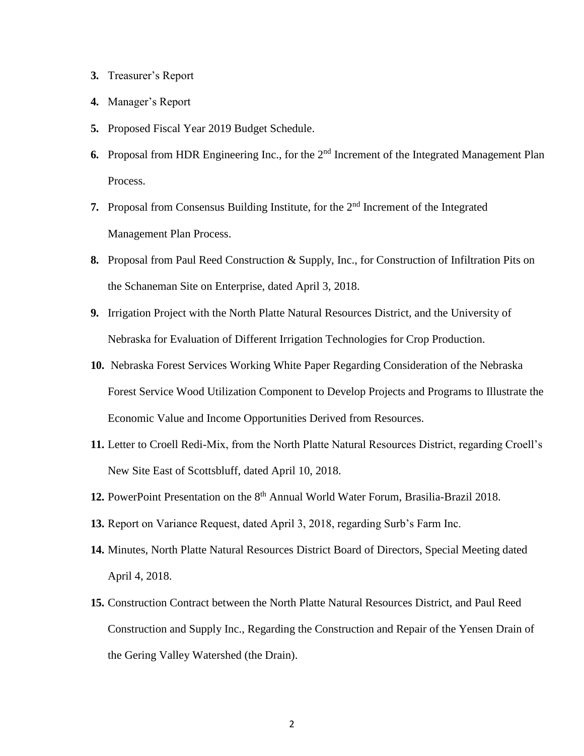3. **Treasurer's Report**
4. **Manager's Report**
5. **Proposed Fiscal Year 2019 Budget Schedule.**
6. **Proposal from HDR Engineering Inc., for the 2nd Increment of the Integrated Management Plan Process.**
7. **Proposal from Consensus Building Institute, for the 2nd Increment of the Integrated Management Plan Process.**
8. **Proposal from Paul Reed Construction & Supply, Inc., for Construction of Infiltration Pits on the Schaneman Site on Enterprise, dated April 3, 2018.**
9. **Irrigation Project with the North Platte Natural Resources District, and the University of Nebraska for Evaluation of Different Irrigation Technologies for Crop Production.**
10. **Nebraska Forest Services Working White Paper Regarding Consideration of the Nebraska Forest Service Wood Utilization Component to Develop Projects and Programs to Illustrate the Economic Value and Income Opportunities Derived from Resources.**
11. **Letter to Croell Redi-Mix, from the North Platte Natural Resources District, regarding Croell's New Site East of Scottsbluff, dated April 10, 2018.**
12. **PowerPoint Presentation on the 8th Annual World Water Forum, Brasilia-Brazil 2018.**
13. **Report on Variance Request, dated April 3, 2018, regarding Surb's Farm Inc.**
14. **Minutes, North Platte Natural Resources District Board of Directors, Special Meeting dated April 4, 2018.**
15. **Construction Contract between the North Platte Natural Resources District, and Paul Reed Construction and Supply Inc., Regarding the Construction and Repair of the Yensen Drain of the Gering Valley Watershed (the Drain).**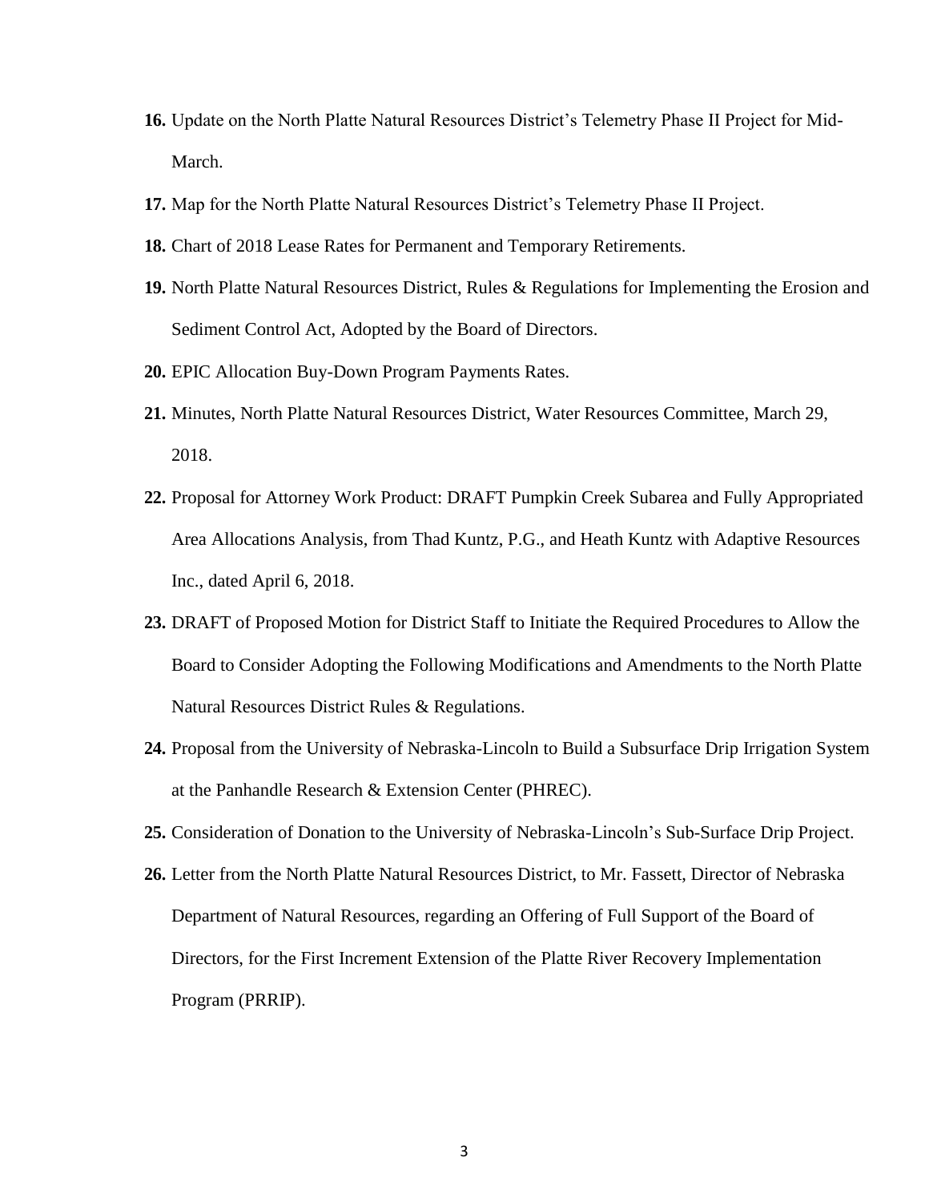**16.** Update on the North Platte Natural Resources District's Telemetry Phase II Project for Mid-March.

**17.** Map for the North Platte Natural Resources District's Telemetry Phase II Project.

**18.** Chart of 2018 Lease Rates for Permanent and Temporary Retirements.

**19.** North Platte Natural Resources District, Rules & Regulations for Implementing the Erosion and Sediment Control Act, Adopted by the Board of Directors.

**20.** EPIC Allocation Buy-Down Program Payments Rates.

**21.** Minutes, North Platte Natural Resources District, Water Resources Committee, March 29, 2018.

**22.** Proposal for Attorney Work Product: DRAFT Pumpkin Creek Subarea and Fully Appropriated Area Allocations Analysis, from Thad Kuntz, P.G., and Heath Kuntz with Adaptive Resources Inc., dated April 6, 2018.

**23.** DRAFT of Proposed Motion for District Staff to Initiate the Required Procedures to Allow the Board to Consider Adopting the Following Modifications and Amendments to the North Platte Natural Resources District Rules & Regulations.

**24.** Proposal from the University of Nebraska-Lincoln to Build a Subsurface Drip Irrigation System at the Panhandle Research & Extension Center (PHREC).

**25.** Consideration of Donation to the University of Nebraska-Lincoln's Sub-Surface Drip Project.

**26.** Letter from the North Platte Natural Resources District, to Mr. Fassett, Director of Nebraska Department of Natural Resources, regarding an Offering of Full Support of the Board of Directors, for the First Increment Extension of the Platte River Recovery Implementation Program (PRRIP).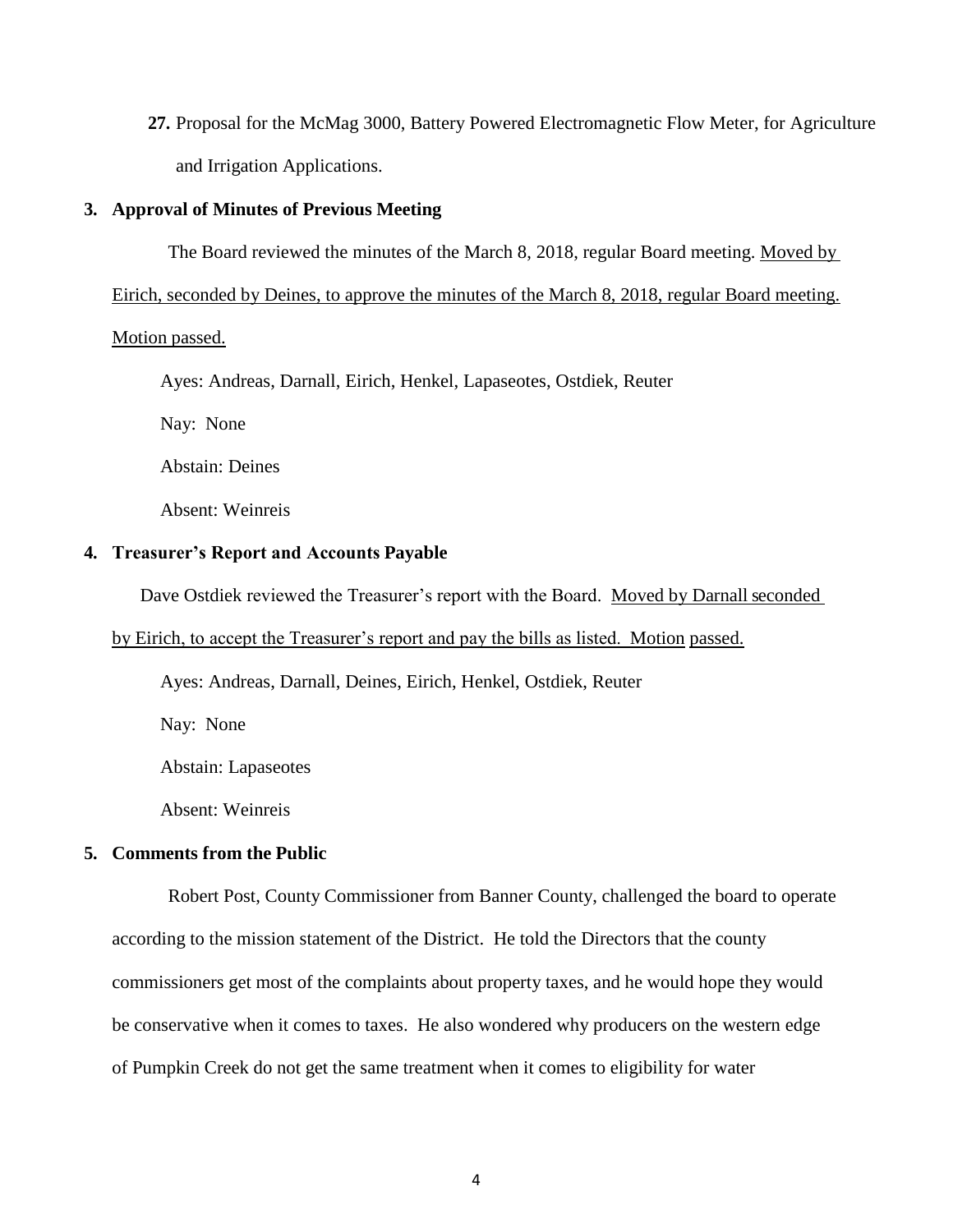**27.** Proposal for the McMag 3000, Battery Powered Electromagnetic Flow Meter, for Agriculture and Irrigation Applications.

## 3. Approval of Minutes of Previous Meeting

The Board reviewed the minutes of the March 8, 2018, regular Board meeting. Moved by Eirich, seconded by Deines, to approve the minutes of the March 8, 2018, regular Board meeting. Motion passed.

Ayes: Andreas, Darnall, Eirich, Henkel, Lapaseotes, Ostdiek, Reuter

Nay: None

Abstain: Deines

Absent: Weinreis

## 4. Treasurer's Report and Accounts Payable

Dave Ostdiek reviewed the Treasurer's report with the Board. Moved by Darnall seconded by Eirich, to accept the Treasurer's report and pay the bills as listed. Motion passed.

Ayes: Andreas, Darnall, Deines, Eirich, Henkel, Ostdiek, Reuter

Nay: None

Abstain: Lapaseotes

Absent: Weinreis

## 5. Comments from the Public

Robert Post, County Commissioner from Banner County, challenged the board to operate according to the mission statement of the District. He told the Directors that the county commissioners get most of the complaints about property taxes, and he would hope they would be conservative when it comes to taxes. He also wondered why producers on the western edge of Pumpkin Creek do not get the same treatment when it comes to eligibility for water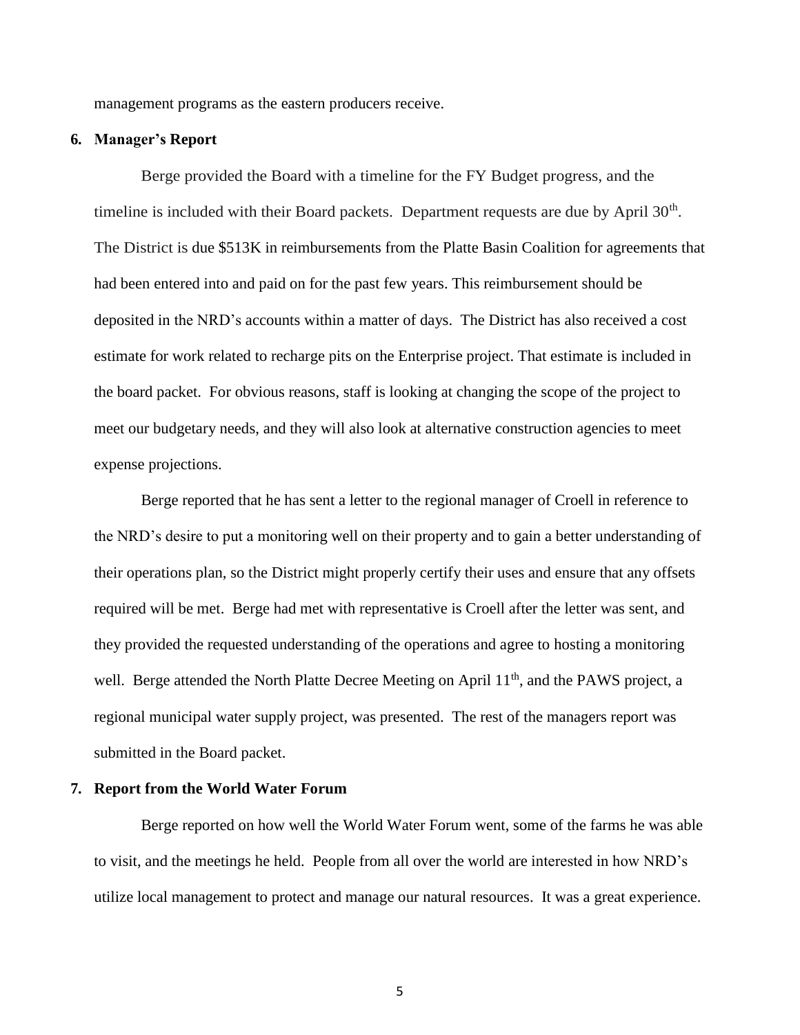management programs as the eastern producers receive.

**6. Manager's Report**

Berge provided the Board with a timeline for the FY Budget progress, and the timeline is included with their Board packets. Department requests are due by April 30th. The District is due $513K in reimbursements from the Platte Basin Coalition for agreements that had been entered into and paid on for the past few years. This reimbursement should be deposited in the NRD's accounts within a matter of days. The District has also received a cost estimate for work related to recharge pits on the Enterprise project. That estimate is included in the board packet. For obvious reasons, staff is looking at changing the scope of the project to meet our budgetary needs, and they will also look at alternative construction agencies to meet expense projections.

Berge reported that he has sent a letter to the regional manager of Croell in reference to the NRD's desire to put a monitoring well on their property and to gain a better understanding of their operations plan, so the District might properly certify their uses and ensure that any offsets required will be met. Berge had met with representative is Croell after the letter was sent, and they provided the requested understanding of the operations and agree to hosting a monitoring well. Berge attended the North Platte Decree Meeting on April 11th, and the PAWS project, a regional municipal water supply project, was presented. The rest of the managers report was submitted in the Board packet.

**7. Report from the World Water Forum**

Berge reported on how well the World Water Forum went, some of the farms he was able to visit, and the meetings he held. People from all over the world are interested in how NRD's utilize local management to protect and manage our natural resources. It was a great experience.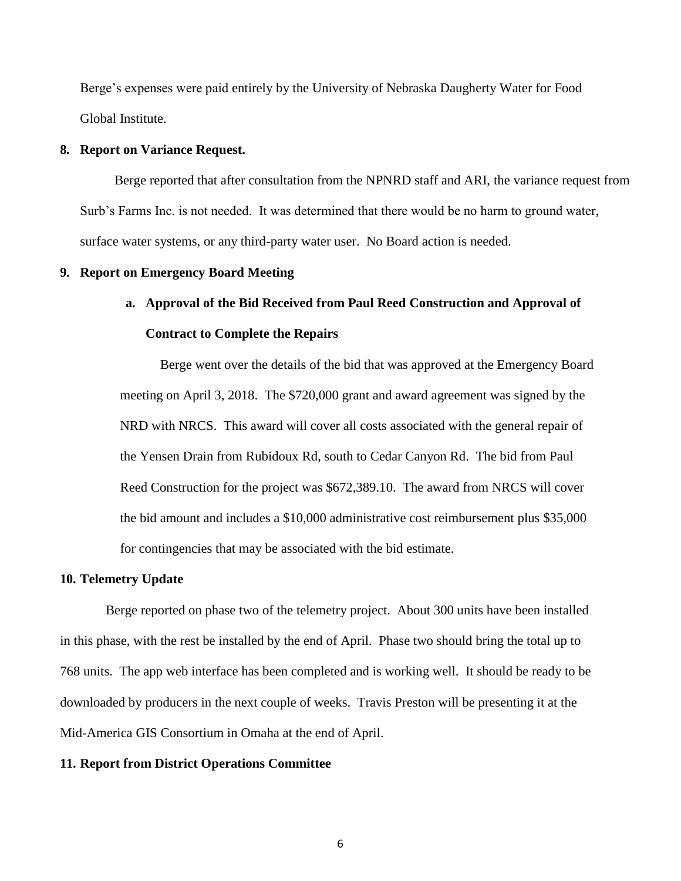Berge's expenses were paid entirely by the University of Nebraska Daugherty Water for Food Global Institute.

**8. Report on Variance Request.**

Berge reported that after consultation from the NPNRD staff and ARI, the variance request from Surb's Farms Inc. is not needed. It was determined that there would be no harm to ground water, surface water systems, or any third-party water user. No Board action is needed.

**9. Report on Emergency Board Meeting**

**a. Approval of the Bid Received from Paul Reed Construction and Approval of Contract to Complete the Repairs**

Berge went over the details of the bid that was approved at the Emergency Board meeting on April 3, 2018. The $720,000 grant and award agreement was signed by the NRD with NRCS. This award will cover all costs associated with the general repair of the Yensen Drain from Rubidoux Rd, south to Cedar Canyon Rd. The bid from Paul Reed Construction for the project was $672,389.10. The award from NRCS will cover the bid amount and includes a $10,000 administrative cost reimbursement plus $35,000 for contingencies that may be associated with the bid estimate.

**10. Telemetry Update**

Berge reported on phase two of the telemetry project. About 300 units have been installed in this phase, with the rest be installed by the end of April. Phase two should bring the total up to 768 units. The app web interface has been completed and is working well. It should be ready to be downloaded by producers in the next couple of weeks. Travis Preston will be presenting it at the Mid-America GIS Consortium in Omaha at the end of April.

**11. Report from District Operations Committee**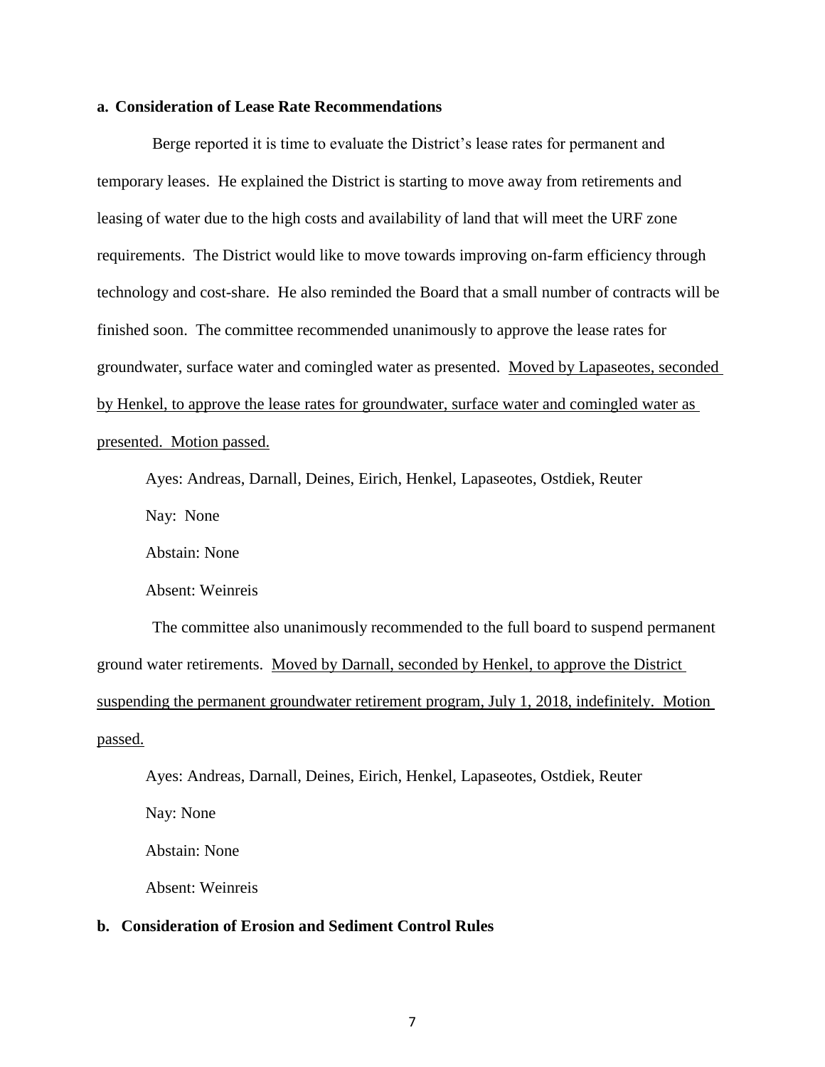**a. Consideration of Lease Rate Recommendations**

Berge reported it is time to evaluate the District's lease rates for permanent and temporary leases. He explained the District is starting to move away from retirements and leasing of water due to the high costs and availability of land that will meet the URF zone requirements. The District would like to move towards improving on-farm efficiency through technology and cost-share. He also reminded the Board that a small number of contracts will be finished soon. The committee recommended unanimously to approve the lease rates for groundwater, surface water and comingled water as presented. <u>Moved by Lapaseotes, seconded by Henkel, to approve the lease rates for groundwater, surface water and comingled water as presented. Motion passed.</u>

Ayes: Andreas, Darnall, Deines, Eirich, Henkel, Lapaseotes, Ostdiek, Reuter

Nay: None

Abstain: None

Absent: Weinreis

The committee also unanimously recommended to the full board to suspend permanent ground water retirements. <u>Moved by Darnall, seconded by Henkel, to approve the District suspending the permanent groundwater retirement program, July 1, 2018, indefinitely. Motion passed.</u>

Ayes: Andreas, Darnall, Deines, Eirich, Henkel, Lapaseotes, Ostdiek, Reuter

Nay: None

Abstain: None

Absent: Weinreis

**b. Consideration of Erosion and Sediment Control Rules**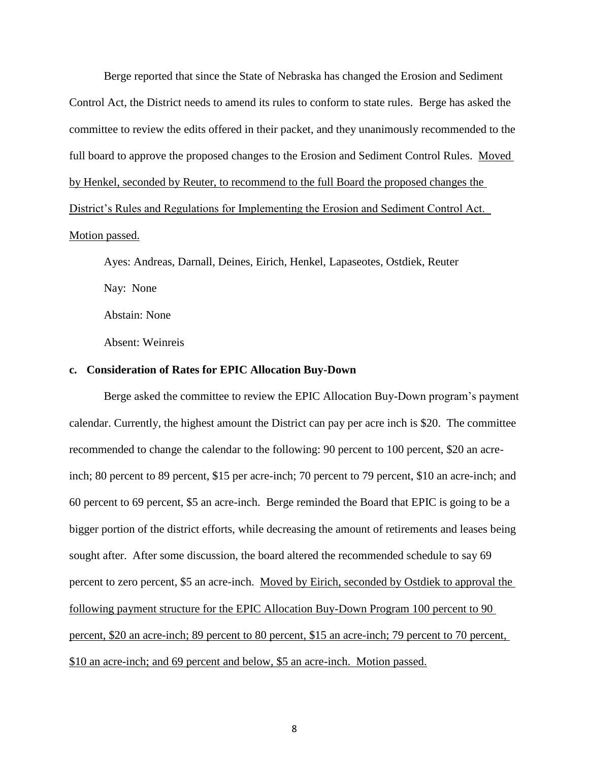Berge reported that since the State of Nebraska has changed the Erosion and Sediment Control Act, the District needs to amend its rules to conform to state rules. Berge has asked the committee to review the edits offered in their packet, and they unanimously recommended to the full board to approve the proposed changes to the Erosion and Sediment Control Rules. <u>Moved by Henkel, seconded by Reuter, to recommend to the full Board the proposed changes the District's Rules and Regulations for Implementing the Erosion and Sediment Control Act. Motion passed.</u>

Ayes: Andreas, Darnall, Deines, Eirich, Henkel, Lapaseotes, Ostdiek, Reuter

Nay: None

Abstain: None

Absent: Weinreis

**c. Consideration of Rates for EPIC Allocation Buy-Down**

Berge asked the committee to review the EPIC Allocation Buy-Down program's payment calendar. Currently, the highest amount the District can pay per acre inch is $20. The committee recommended to change the calendar to the following: 90 percent to 100 percent, $20 an acre-inch; 80 percent to 89 percent, $15 per acre-inch; 70 percent to 79 percent, $10 an acre-inch; and 60 percent to 69 percent, $5 an acre-inch. Berge reminded the Board that EPIC is going to be a bigger portion of the district efforts, while decreasing the amount of retirements and leases being sought after. After some discussion, the board altered the recommended schedule to say 69 percent to zero percent, $5 an acre-inch. <u>Moved by Eirich, seconded by Ostdiek to approval the following payment structure for the EPIC Allocation Buy-Down Program 100 percent to 90 percent, $20 an acre-inch; 89 percent to 80 percent, $15 an acre-inch; 79 percent to 70 percent, $10 an acre-inch; and 69 percent and below, $5 an acre-inch. Motion passed.</u>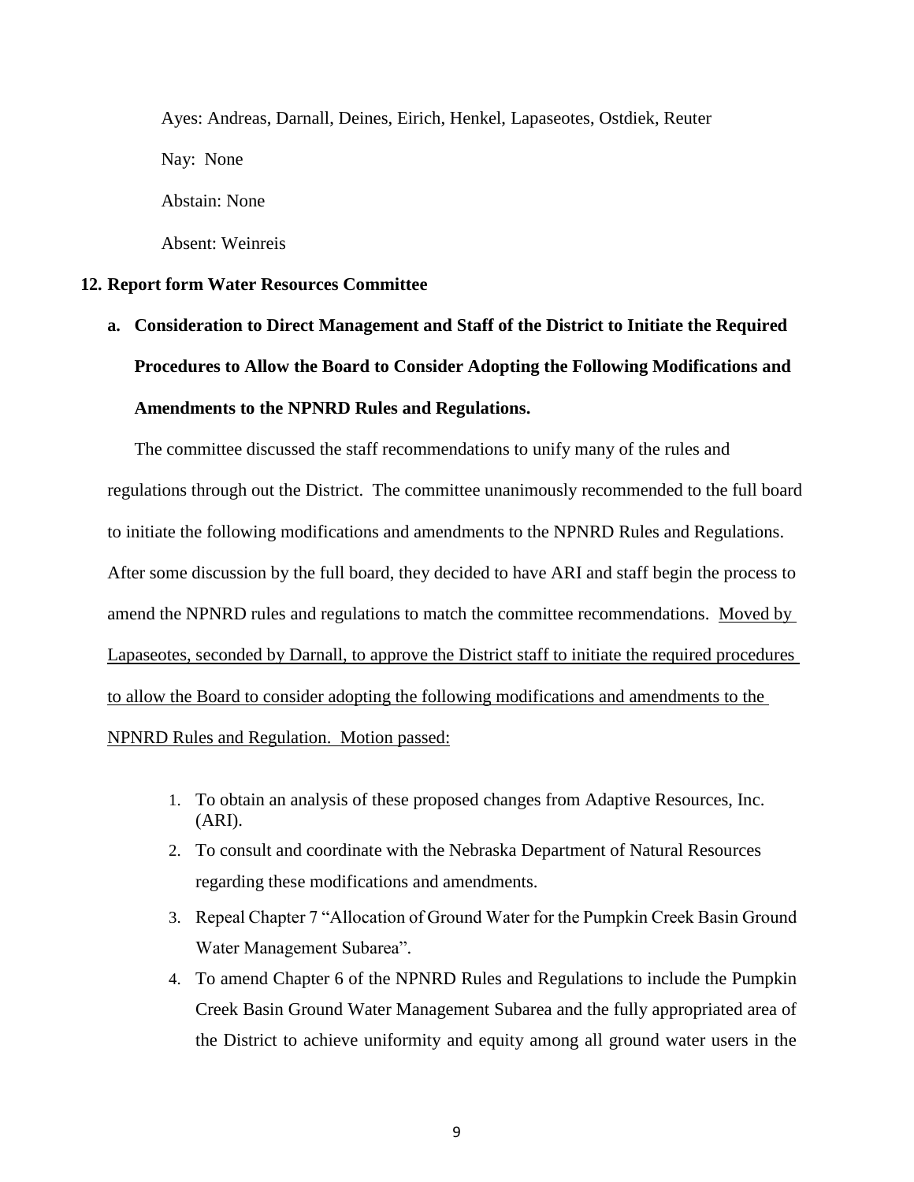Ayes: Andreas, Darnall, Deines, Eirich, Henkel, Lapaseotes, Ostdiek, Reuter

Nay: None

Abstain: None

Absent: Weinreis

**12. Report form Water Resources Committee**

**a. Consideration to Direct Management and Staff of the District to Initiate the Required Procedures to Allow the Board to Consider Adopting the Following Modifications and Amendments to the NPNRD Rules and Regulations.**

The committee discussed the staff recommendations to unify many of the rules and regulations through out the District. The committee unanimously recommended to the full board to initiate the following modifications and amendments to the NPNRD Rules and Regulations. After some discussion by the full board, they decided to have ARI and staff begin the process to amend the NPNRD rules and regulations to match the committee recommendations. <u>Moved by Lapaseotes, seconded by Darnall, to approve the District staff to initiate the required procedures to allow the Board to consider adopting the following modifications and amendments to the NPNRD Rules and Regulation. Motion passed:</u>

1. To obtain an analysis of these proposed changes from Adaptive Resources, Inc. (ARI).
2. To consult and coordinate with the Nebraska Department of Natural Resources regarding these modifications and amendments.
3. Repeal Chapter 7 "Allocation of Ground Water for the Pumpkin Creek Basin Ground Water Management Subarea".
4. To amend Chapter 6 of the NPNRD Rules and Regulations to include the Pumpkin Creek Basin Ground Water Management Subarea and the fully appropriated area of the District to achieve uniformity and equity among all ground water users in the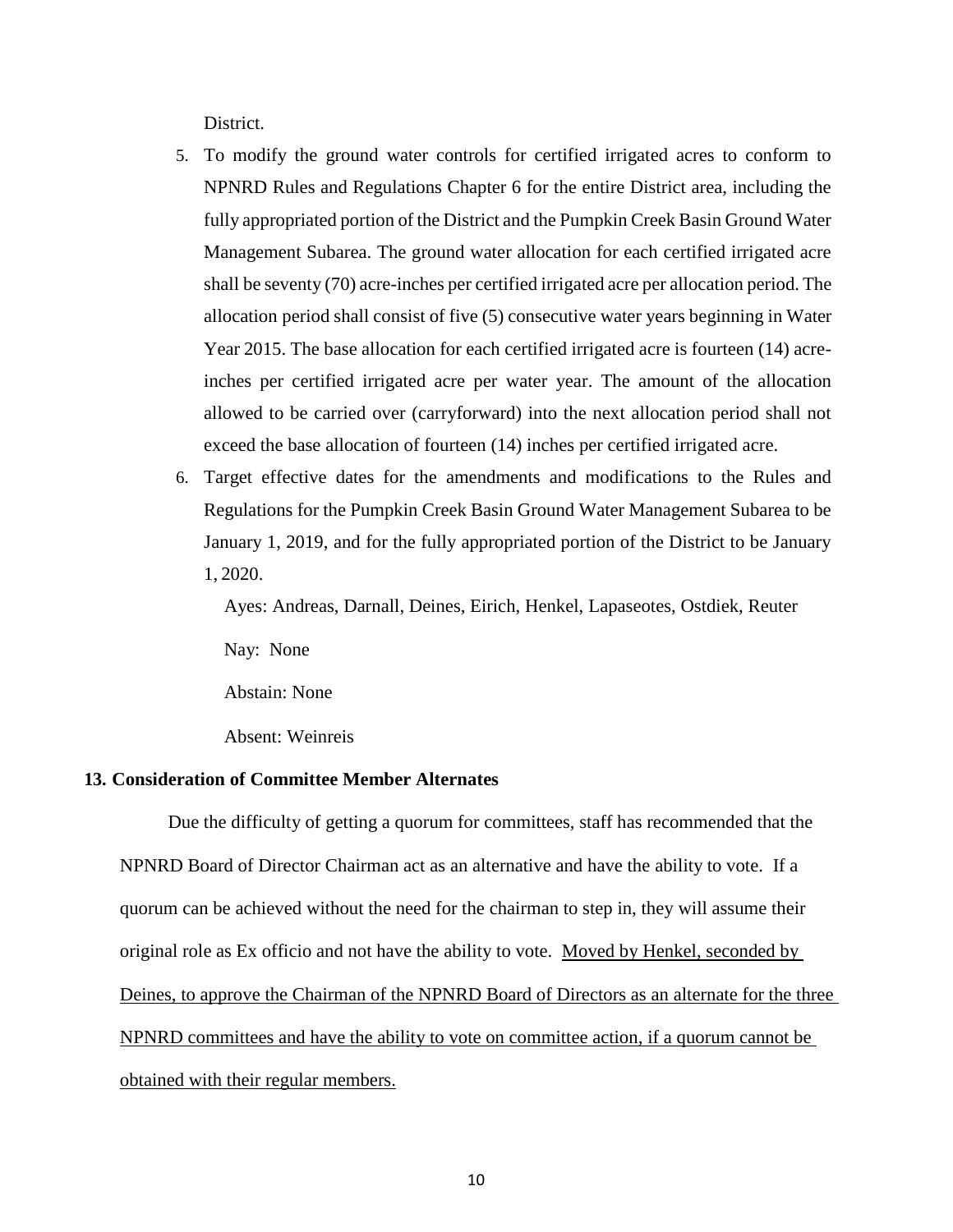District.

5. To modify the ground water controls for certified irrigated acres to conform to NPNRD Rules and Regulations Chapter 6 for the entire District area, including the fully appropriated portion of the District and the Pumpkin Creek Basin Ground Water Management Subarea. The ground water allocation for each certified irrigated acre shall be seventy (70) acre-inches per certified irrigated acre per allocation period. The allocation period shall consist of five (5) consecutive water years beginning in Water Year 2015. The base allocation for each certified irrigated acre is fourteen (14) acre-inches per certified irrigated acre per water year. The amount of the allocation allowed to be carried over (carryforward) into the next allocation period shall not exceed the base allocation of fourteen (14) inches per certified irrigated acre.
6. Target effective dates for the amendments and modifications to the Rules and Regulations for the Pumpkin Creek Basin Ground Water Management Subarea to be January 1, 2019, and for the fully appropriated portion of the District to be January 1, 2020.

Ayes: Andreas, Darnall, Deines, Eirich, Henkel, Lapaseotes, Ostdiek, Reuter

Nay: None

Abstain: None

Absent: Weinreis

**13. Consideration of Committee Member Alternates**

Due the difficulty of getting a quorum for committees, staff has recommended that the NPNRD Board of Director Chairman act as an alternative and have the ability to vote. If a quorum can be achieved without the need for the chairman to step in, they will assume their original role as Ex officio and not have the ability to vote. Moved by Henkel, seconded by Deines, to approve the Chairman of the NPNRD Board of Directors as an alternate for the three NPNRD committees and have the ability to vote on committee action, if a quorum cannot be obtained with their regular members.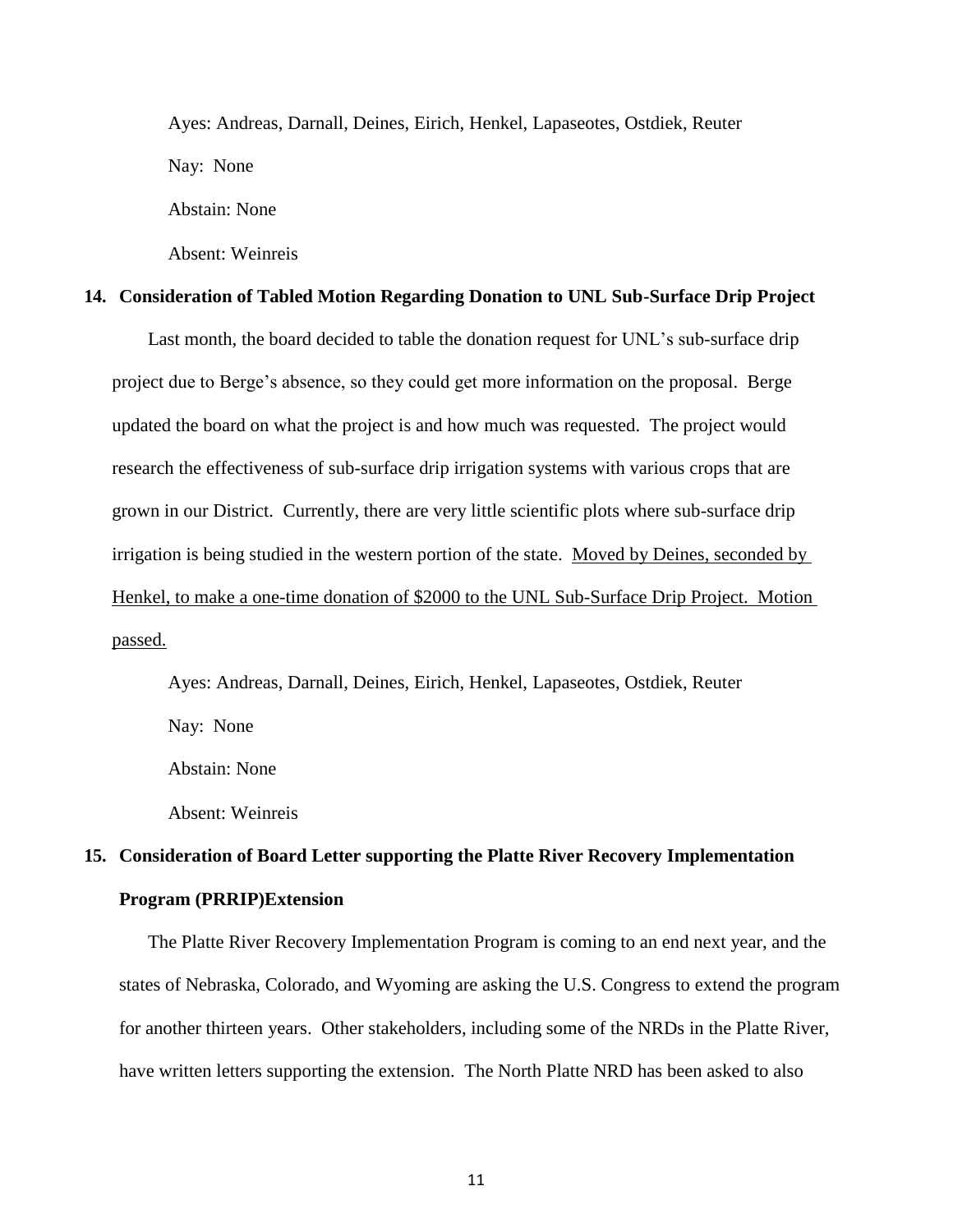Ayes: Andreas, Darnall, Deines, Eirich, Henkel, Lapaseotes, Ostdiek, Reuter

Nay: None

Abstain: None

Absent: Weinreis

**14. Consideration of Tabled Motion Regarding Donation to UNL Sub-Surface Drip Project**

Last month, the board decided to table the donation request for UNL's sub-surface drip project due to Berge's absence, so they could get more information on the proposal. Berge updated the board on what the project is and how much was requested. The project would research the effectiveness of sub-surface drip irrigation systems with various crops that are grown in our District. Currently, there are very little scientific plots where sub-surface drip irrigation is being studied in the western portion of the state. <u>Moved by Deines, seconded by Henkel, to make a one-time donation of $2000 to the UNL Sub-Surface Drip Project. Motion passed.</u>

Ayes: Andreas, Darnall, Deines, Eirich, Henkel, Lapaseotes, Ostdiek, Reuter

Nay: None

Abstain: None

Absent: Weinreis

**15. Consideration of Board Letter supporting the Platte River Recovery Implementation Program (PRRIP)Extension**

The Platte River Recovery Implementation Program is coming to an end next year, and the states of Nebraska, Colorado, and Wyoming are asking the U.S. Congress to extend the program for another thirteen years. Other stakeholders, including some of the NRDs in the Platte River, have written letters supporting the extension. The North Platte NRD has been asked to also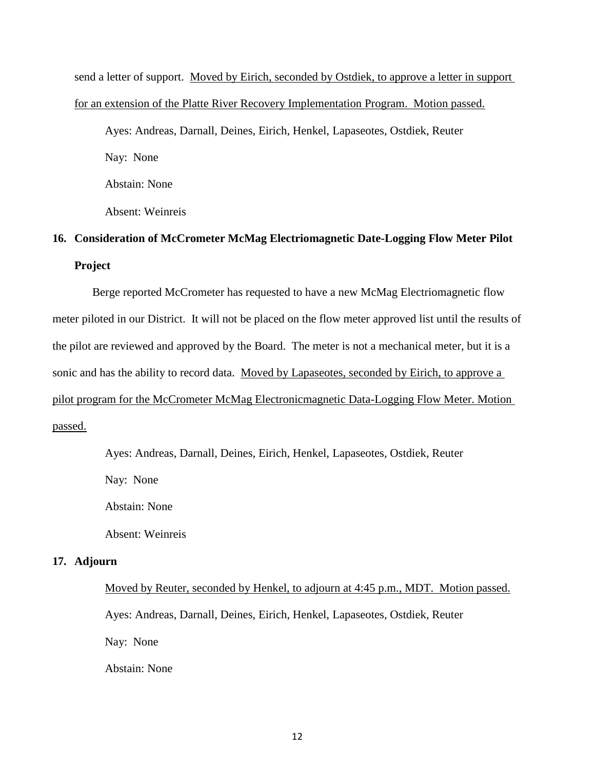send a letter of support. Moved by Eirich, seconded by Ostdiek, to approve a letter in support for an extension of the Platte River Recovery Implementation Program. Motion passed.

Ayes: Andreas, Darnall, Deines, Eirich, Henkel, Lapaseotes, Ostdiek, Reuter

Nay: None

Abstain: None

Absent: Weinreis

## 16. Consideration of McCrometer McMag Electriomagnetic Date-Logging Flow Meter Pilot Project

Berge reported McCrometer has requested to have a new McMag Electriomagnetic flow meter piloted in our District. It will not be placed on the flow meter approved list until the results of the pilot are reviewed and approved by the Board. The meter is not a mechanical meter, but it is a sonic and has the ability to record data. Moved by Lapaseotes, seconded by Eirich, to approve a pilot program for the McCrometer McMag Electronicmagnetic Data-Logging Flow Meter. Motion passed.

Ayes: Andreas, Darnall, Deines, Eirich, Henkel, Lapaseotes, Ostdiek, Reuter

Nay: None

Abstain: None

Absent: Weinreis

## 17. Adjourn

Moved by Reuter, seconded by Henkel, to adjourn at 4:45 p.m., MDT. Motion passed.

Ayes: Andreas, Darnall, Deines, Eirich, Henkel, Lapaseotes, Ostdiek, Reuter

Nay: None

Abstain: None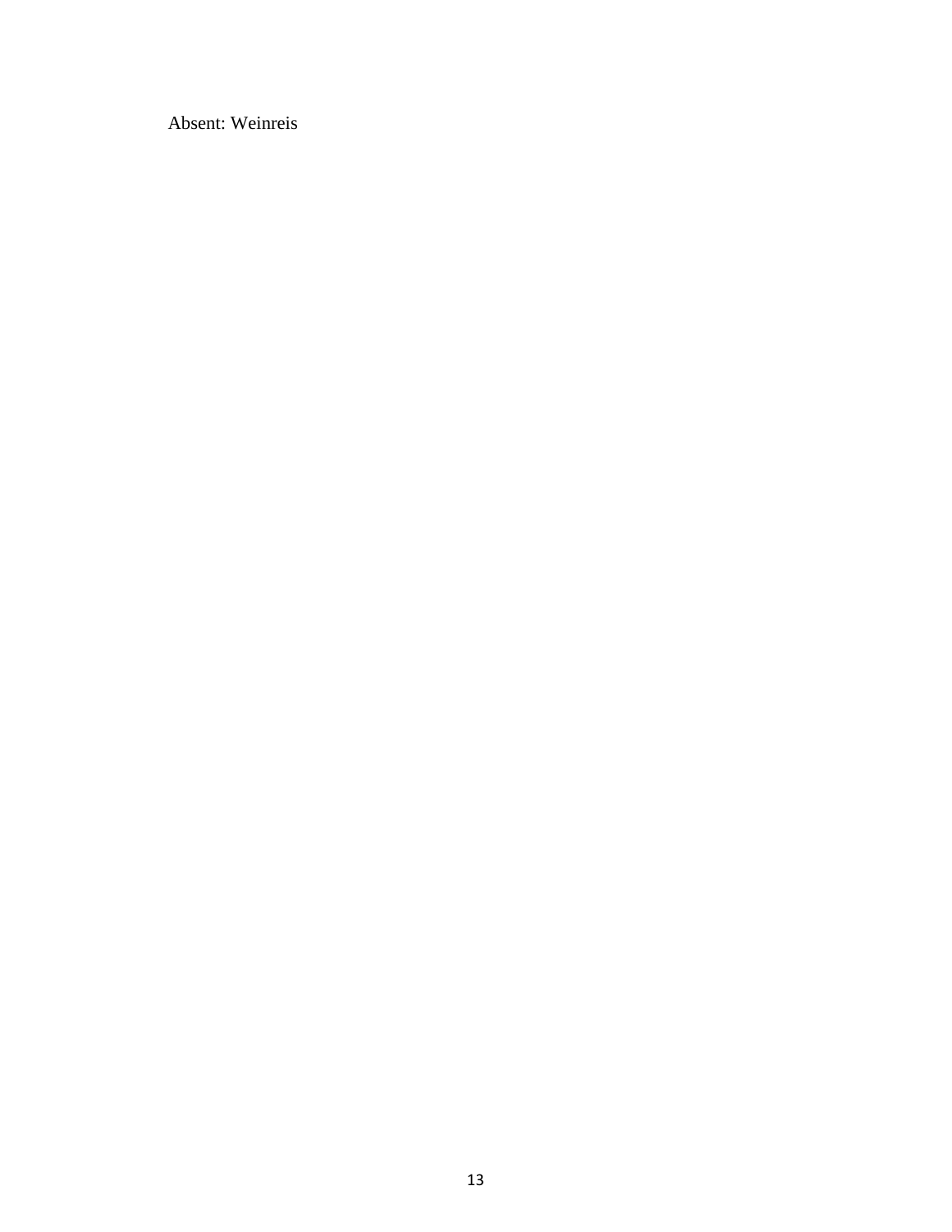Absent: Weinreis